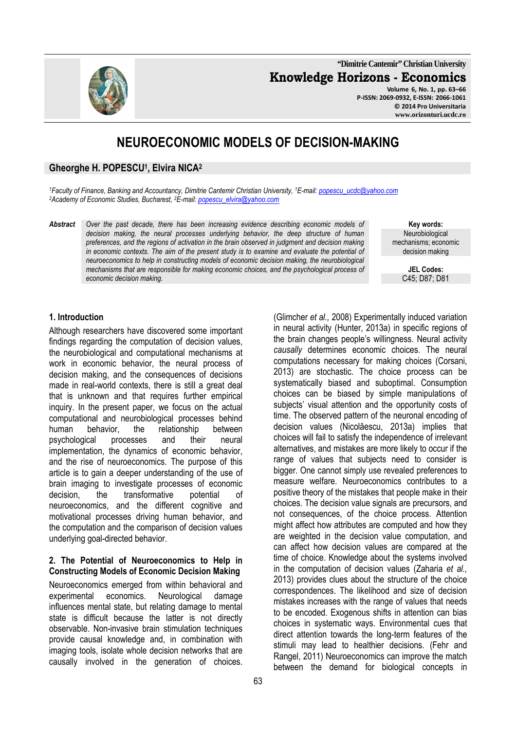# NEUROECONOMIC MODELS OF DECISION-MAKING

## Gheorghe H. POPESCU[1], Elvira NICA[2]

[1]*Faculty of Finance, Banking and Accountancy, Dimitrie Cantemir Christian University,* [1]*E-mail: popescu_ucdc@yahoo.com*
[2]*Academy of Economic Studies, Bucharest,* [2]*E-mail: popescu_elvira@yahoo.com*

**Abstract** *Over the past decade, there has been increasing evidence describing economic models of decision making, the neural processes underlying behavior, the deep structure of human preferences, and the regions of activation in the brain observed in judgment and decision making in economic contexts. The aim of the present study is to examine and evaluate the potential of neuroeconomics to help in constructing models of economic decision making, the neurobiological mechanisms that are responsible for making economic choices, and the psychological process of economic decision making.*

**Key words:**
Neurobiological mechanisms; economic decision making

**JEL Codes:**
C45; D87; D81

### 1. Introduction

Although researchers have discovered some important findings regarding the computation of decision values, the neurobiological and computational mechanisms at work in economic behavior, the neural process of decision making, and the consequences of decisions made in real-world contexts, there is still a great deal that is unknown and that requires further empirical inquiry. In the present paper, we focus on the actual computational and neurobiological processes behind human behavior, the relationship between psychological processes and their neural implementation, the dynamics of economic behavior, and the rise of neuroeconomics. The purpose of this article is to gain a deeper understanding of the use of brain imaging to investigate processes of economic decision, the transformative potential of neuroeconomics, and the different cognitive and motivational processes driving human behavior, and the computation and the comparison of decision values underlying goal-directed behavior.

### 2. The Potential of Neuroeconomics to Help in Constructing Models of Economic Decision Making

Neuroeconomics emerged from within behavioral and experimental economics. Neurological damage influences mental state, but relating damage to mental state is difficult because the latter is not directly observable. Non-invasive brain stimulation techniques provide causal knowledge and, in combination with imaging tools, isolate whole decision networks that are causally involved in the generation of choices. (Glimcher *et al.,* 2008) Experimentally induced variation in neural activity (Hunter, 2013a) in specific regions of the brain changes people's willingness. Neural activity *causally* determines economic choices. The neural computations necessary for making choices (Corsani, 2013) are stochastic. The choice process can be systematically biased and suboptimal. Consumption choices can be biased by simple manipulations of subjects' visual attention and the opportunity costs of time. The observed pattern of the neuronal encoding of decision values (Nicolăescu, 2013a) implies that choices will fail to satisfy the independence of irrelevant alternatives, and mistakes are more likely to occur if the range of values that subjects need to consider is bigger. One cannot simply use revealed preferences to measure welfare. Neuroeconomics contributes to a positive theory of the mistakes that people make in their choices. The decision value signals are precursors, and not consequences, of the choice process. Attention might affect how attributes are computed and how they are weighted in the decision value computation, and can affect how decision values are compared at the time of choice. Knowledge about the systems involved in the computation of decision values (Zaharia *et al.,* 2013) provides clues about the structure of the choice correspondences. The likelihood and size of decision mistakes increases with the range of values that needs to be encoded. Exogenous shifts in attention can bias choices in systematic ways. Environmental cues that direct attention towards the long-term features of the stimuli may lead to healthier decisions. (Fehr and Rangel, 2011) Neuroeconomics can improve the match between the demand for biological concepts in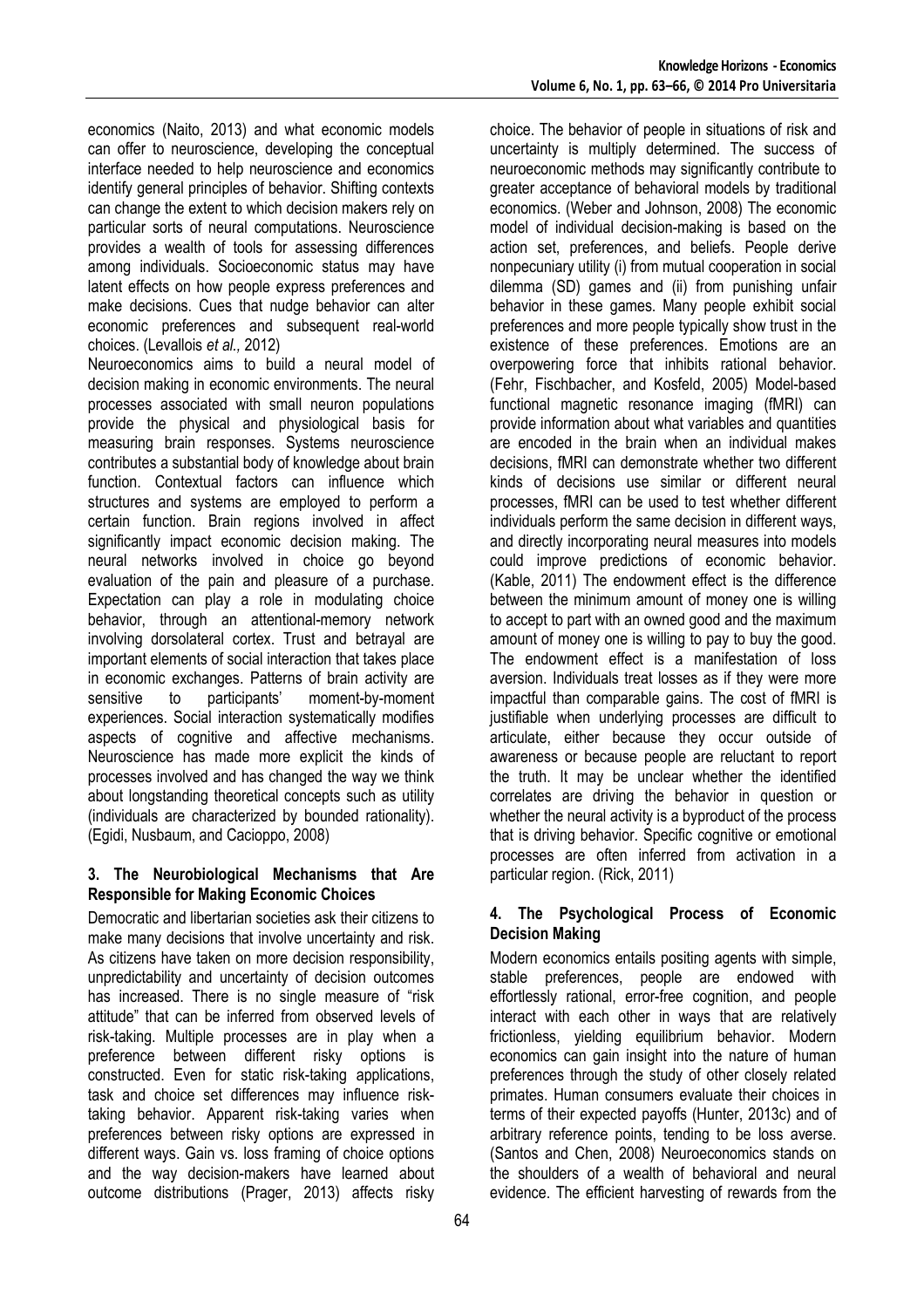economics (Naito, 2013) and what economic models can offer to neuroscience, developing the conceptual interface needed to help neuroscience and economics identify general principles of behavior. Shifting contexts can change the extent to which decision makers rely on particular sorts of neural computations. Neuroscience provides a wealth of tools for assessing differences among individuals. Socioeconomic status may have latent effects on how people express preferences and make decisions. Cues that nudge behavior can alter economic preferences and subsequent real-world choices. (Levallois *et al.,* 2012)

Neuroeconomics aims to build a neural model of decision making in economic environments. The neural processes associated with small neuron populations provide the physical and physiological basis for measuring brain responses. Systems neuroscience contributes a substantial body of knowledge about brain function. Contextual factors can influence which structures and systems are employed to perform a certain function. Brain regions involved in affect significantly impact economic decision making. The neural networks involved in choice go beyond evaluation of the pain and pleasure of a purchase. Expectation can play a role in modulating choice behavior, through an attentional-memory network involving dorsolateral cortex. Trust and betrayal are important elements of social interaction that takes place in economic exchanges. Patterns of brain activity are sensitive to participants' moment-by-moment experiences. Social interaction systematically modifies aspects of cognitive and affective mechanisms. Neuroscience has made more explicit the kinds of processes involved and has changed the way we think about longstanding theoretical concepts such as utility (individuals are characterized by bounded rationality). (Egidi, Nusbaum, and Cacioppo, 2008)

## 3. The Neurobiological Mechanisms that Are Responsible for Making Economic Choices

Democratic and libertarian societies ask their citizens to make many decisions that involve uncertainty and risk. As citizens have taken on more decision responsibility, unpredictability and uncertainty of decision outcomes has increased. There is no single measure of "risk attitude" that can be inferred from observed levels of risk-taking. Multiple processes are in play when a preference between different risky options is constructed. Even for static risk-taking applications, task and choice set differences may influence risk-taking behavior. Apparent risk-taking varies when preferences between risky options are expressed in different ways. Gain vs. loss framing of choice options and the way decision-makers have learned about outcome distributions (Prager, 2013) affects risky choice. The behavior of people in situations of risk and uncertainty is multiply determined. The success of neuroeconomic methods may significantly contribute to greater acceptance of behavioral models by traditional economics. (Weber and Johnson, 2008) The economic model of individual decision-making is based on the action set, preferences, and beliefs. People derive nonpecuniary utility (i) from mutual cooperation in social dilemma (SD) games and (ii) from punishing unfair behavior in these games. Many people exhibit social preferences and more people typically show trust in the existence of these preferences. Emotions are an overpowering force that inhibits rational behavior. (Fehr, Fischbacher, and Kosfeld, 2005) Model-based functional magnetic resonance imaging (fMRI) can provide information about what variables and quantities are encoded in the brain when an individual makes decisions, fMRI can demonstrate whether two different kinds of decisions use similar or different neural processes, fMRI can be used to test whether different individuals perform the same decision in different ways, and directly incorporating neural measures into models could improve predictions of economic behavior. (Kable, 2011) The endowment effect is the difference between the minimum amount of money one is willing to accept to part with an owned good and the maximum amount of money one is willing to pay to buy the good. The endowment effect is a manifestation of loss aversion. Individuals treat losses as if they were more impactful than comparable gains. The cost of fMRI is justifiable when underlying processes are difficult to articulate, either because they occur outside of awareness or because people are reluctant to report the truth. It may be unclear whether the identified correlates are driving the behavior in question or whether the neural activity is a byproduct of the process that is driving behavior. Specific cognitive or emotional processes are often inferred from activation in a particular region. (Rick, 2011)

## 4. The Psychological Process of Economic Decision Making

Modern economics entails positing agents with simple, stable preferences, people are endowed with effortlessly rational, error-free cognition, and people interact with each other in ways that are relatively frictionless, yielding equilibrium behavior. Modern economics can gain insight into the nature of human preferences through the study of other closely related primates. Human consumers evaluate their choices in terms of their expected payoffs (Hunter, 2013c) and of arbitrary reference points, tending to be loss averse. (Santos and Chen, 2008) Neuroeconomics stands on the shoulders of a wealth of behavioral and neural evidence. The efficient harvesting of rewards from the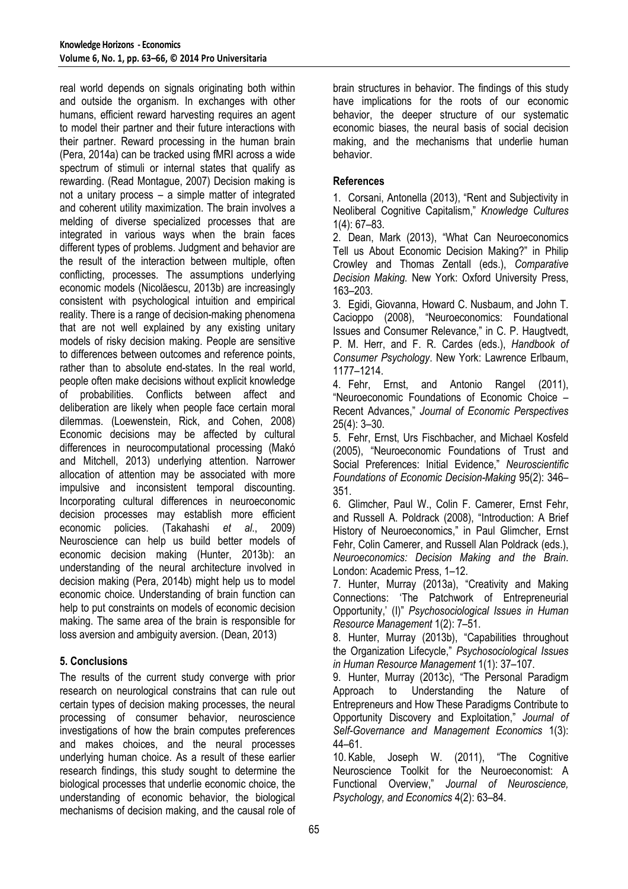real world depends on signals originating both within and outside the organism. In exchanges with other humans, efficient reward harvesting requires an agent to model their partner and their future interactions with their partner. Reward processing in the human brain (Pera, 2014a) can be tracked using fMRI across a wide spectrum of stimuli or internal states that qualify as rewarding. (Read Montague, 2007) Decision making is not a unitary process – a simple matter of integrated and coherent utility maximization. The brain involves a melding of diverse specialized processes that are integrated in various ways when the brain faces different types of problems. Judgment and behavior are the result of the interaction between multiple, often conflicting, processes. The assumptions underlying economic models (Nicolăescu, 2013b) are increasingly consistent with psychological intuition and empirical reality. There is a range of decision-making phenomena that are not well explained by any existing unitary models of risky decision making. People are sensitive to differences between outcomes and reference points, rather than to absolute end-states. In the real world, people often make decisions without explicit knowledge of probabilities. Conflicts between affect and deliberation are likely when people face certain moral dilemmas. (Loewenstein, Rick, and Cohen, 2008) Economic decisions may be affected by cultural differences in neurocomputational processing (Makó and Mitchell, 2013) underlying attention. Narrower allocation of attention may be associated with more impulsive and inconsistent temporal discounting. Incorporating cultural differences in neuroeconomic decision processes may establish more efficient economic policies. (Takahashi *et al*., 2009) Neuroscience can help us build better models of economic decision making (Hunter, 2013b): an understanding of the neural architecture involved in decision making (Pera, 2014b) might help us to model economic choice. Understanding of brain function can help to put constraints on models of economic decision making. The same area of the brain is responsible for loss aversion and ambiguity aversion. (Dean, 2013)

## 5. Conclusions

The results of the current study converge with prior research on neurological constrains that can rule out certain types of decision making processes, the neural processing of consumer behavior, neuroscience investigations of how the brain computes preferences and makes choices, and the neural processes underlying human choice. As a result of these earlier research findings, this study sought to determine the biological processes that underlie economic choice, the understanding of economic behavior, the biological mechanisms of decision making, and the causal role of brain structures in behavior. The findings of this study have implications for the roots of our economic behavior, the deeper structure of our systematic economic biases, the neural basis of social decision making, and the mechanisms that underlie human behavior.

## References

1. Corsani, Antonella (2013), "Rent and Subjectivity in Neoliberal Cognitive Capitalism," *Knowledge Cultures* 1(4): 67–83.
2. Dean, Mark (2013), "What Can Neuroeconomics Tell us About Economic Decision Making?" in Philip Crowley and Thomas Zentall (eds.), *Comparative Decision Making*. New York: Oxford University Press, 163–203.
3. Egidi, Giovanna, Howard C. Nusbaum, and John T. Cacioppo (2008), "Neuroeconomics: Foundational Issues and Consumer Relevance," in C. P. Haugtvedt, P. M. Herr, and F. R. Cardes (eds.), *Handbook of Consumer Psychology*. New York: Lawrence Erlbaum, 1177–1214.
4. Fehr, Ernst, and Antonio Rangel (2011), "Neuroeconomic Foundations of Economic Choice – Recent Advances," *Journal of Economic Perspectives* 25(4): 3–30.
5. Fehr, Ernst, Urs Fischbacher, and Michael Kosfeld (2005), "Neuroeconomic Foundations of Trust and Social Preferences: Initial Evidence," *Neuroscientific Foundations of Economic Decision-Making* 95(2): 346–351.
6. Glimcher, Paul W., Colin F. Camerer, Ernst Fehr, and Russell A. Poldrack (2008), "Introduction: A Brief History of Neuroeconomics," in Paul Glimcher, Ernst Fehr, Colin Camerer, and Russell Alan Poldrack (eds.), *Neuroeconomics: Decision Making and the Brain*. London: Academic Press, 1–12.
7. Hunter, Murray (2013a), "Creativity and Making Connections: 'The Patchwork of Entrepreneurial Opportunity,' (I)" *Psychosociological Issues in Human Resource Management* 1(2): 7–51.
8. Hunter, Murray (2013b), "Capabilities throughout the Organization Lifecycle," *Psychosociological Issues in Human Resource Management* 1(1): 37–107.
9. Hunter, Murray (2013c), "The Personal Paradigm Approach to Understanding the Nature of Entrepreneurs and How These Paradigms Contribute to Opportunity Discovery and Exploitation," *Journal of Self-Governance and Management Economics* 1(3): 44–61.
10. Kable, Joseph W. (2011), "The Cognitive Neuroscience Toolkit for the Neuroeconomist: A Functional Overview," *Journal of Neuroscience, Psychology, and Economics* 4(2): 63–84.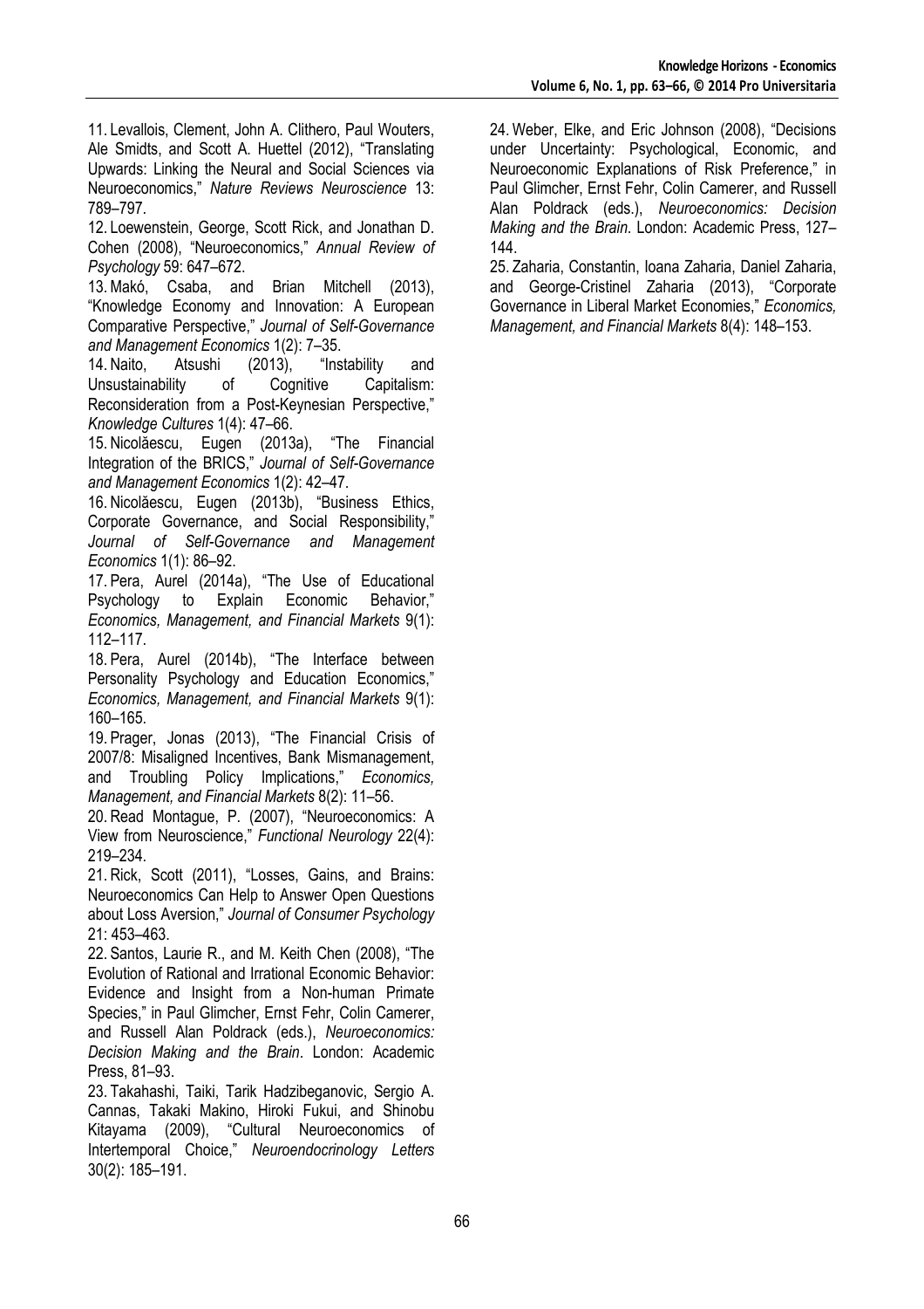11. Levallois, Clement, John A. Clithero, Paul Wouters, Ale Smidts, and Scott A. Huettel (2012), "Translating Upwards: Linking the Neural and Social Sciences via Neuroeconomics," *Nature Reviews Neuroscience* 13: 789–797.

12. Loewenstein, George, Scott Rick, and Jonathan D. Cohen (2008), "Neuroeconomics," *Annual Review of Psychology* 59: 647–672.

13. Makó, Csaba, and Brian Mitchell (2013), "Knowledge Economy and Innovation: A European Comparative Perspective," *Journal of Self-Governance and Management Economics* 1(2): 7–35.

14. Naito, Atsushi (2013), "Instability and Unsustainability of Cognitive Capitalism: Reconsideration from a Post-Keynesian Perspective," *Knowledge Cultures* 1(4): 47–66.

15. Nicolăescu, Eugen (2013a), "The Financial Integration of the BRICS," *Journal of Self-Governance and Management Economics* 1(2): 42–47.

16. Nicolăescu, Eugen (2013b), "Business Ethics, Corporate Governance, and Social Responsibility," *Journal of Self-Governance and Management Economics* 1(1): 86–92.

17. Pera, Aurel (2014a), "The Use of Educational Psychology to Explain Economic Behavior," *Economics, Management, and Financial Markets* 9(1): 112–117.

18. Pera, Aurel (2014b), "The Interface between Personality Psychology and Education Economics," *Economics, Management, and Financial Markets* 9(1): 160–165.

19. Prager, Jonas (2013), "The Financial Crisis of 2007/8: Misaligned Incentives, Bank Mismanagement, and Troubling Policy Implications," *Economics, Management, and Financial Markets* 8(2): 11–56.

20. Read Montague, P. (2007), "Neuroeconomics: A View from Neuroscience," *Functional Neurology* 22(4): 219–234.

21. Rick, Scott (2011), "Losses, Gains, and Brains: Neuroeconomics Can Help to Answer Open Questions about Loss Aversion," *Journal of Consumer Psychology* 21: 453–463.

22. Santos, Laurie R., and M. Keith Chen (2008), "The Evolution of Rational and Irrational Economic Behavior: Evidence and Insight from a Non-human Primate Species," in Paul Glimcher, Ernst Fehr, Colin Camerer, and Russell Alan Poldrack (eds.), *Neuroeconomics: Decision Making and the Brain*. London: Academic Press, 81–93.

23. Takahashi, Taiki, Tarik Hadzibeganovic, Sergio A. Cannas, Takaki Makino, Hiroki Fukui, and Shinobu Kitayama (2009), "Cultural Neuroeconomics of Intertemporal Choice," *Neuroendocrinology Letters* 30(2): 185–191.

24. Weber, Elke, and Eric Johnson (2008), "Decisions under Uncertainty: Psychological, Economic, and Neuroeconomic Explanations of Risk Preference," in Paul Glimcher, Ernst Fehr, Colin Camerer, and Russell Alan Poldrack (eds.), *Neuroeconomics: Decision Making and the Brain*. London: Academic Press, 127–144.

25. Zaharia, Constantin, Ioana Zaharia, Daniel Zaharia, and George-Cristinel Zaharia (2013), "Corporate Governance in Liberal Market Economies," *Economics, Management, and Financial Markets* 8(4): 148–153.